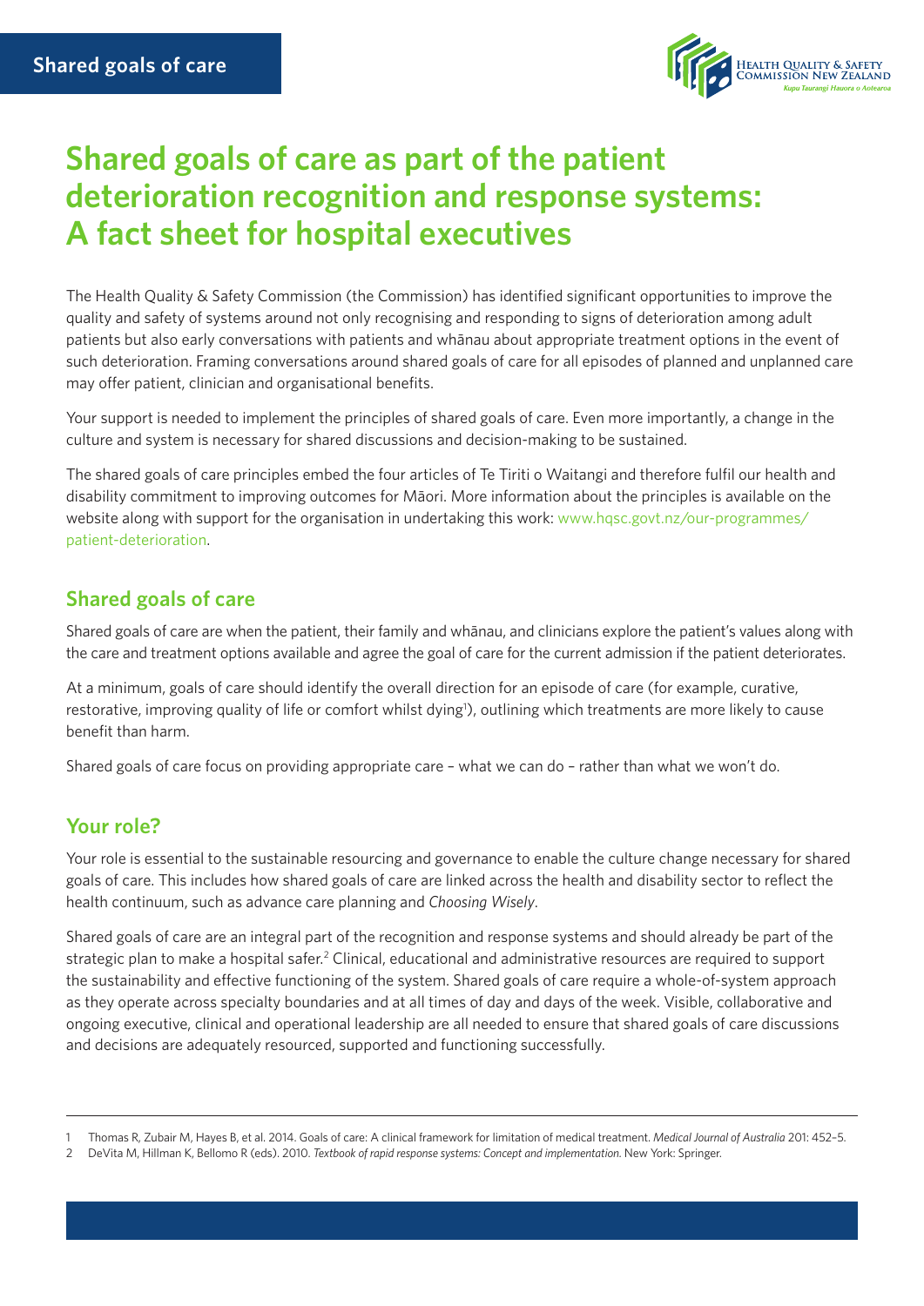# Shared goals of care as part of the patient deterioration recognition and response systems: A fact sheet for hospital executives

The Health Quality & Safety Commission (the Commission) has identified significant opportunities to improve the quality and safety of systems around not only recognising and responding to signs of deterioration among adult patients but also early conversations with patients and whānau about appropriate treatment options in the event of such deterioration. Framing conversations around shared goals of care for all episodes of planned and unplanned care may offer patient, clinician and organisational benefits.

Your support is needed to implement the principles of shared goals of care. Even more importantly, a change in the culture and system is necessary for shared discussions and decision-making to be sustained.

The shared goals of care principles embed the four articles of Te Tiriti o Waitangi and therefore fulfil our health and disability commitment to improving outcomes for Māori. More information about the principles is available on the website along with support for the organisation in undertaking this work: www.hqsc.govt.nz/our-programmes/patient-deterioration.

## Shared goals of care

Shared goals of care are when the patient, their family and whānau, and clinicians explore the patient's values along with the care and treatment options available and agree the goal of care for the current admission if the patient deteriorates.

At a minimum, goals of care should identify the overall direction for an episode of care (for example, curative, restorative, improving quality of life or comfort whilst dying[1]), outlining which treatments are more likely to cause benefit than harm.

Shared goals of care focus on providing appropriate care – what we can do – rather than what we won't do.

## Your role?

Your role is essential to the sustainable resourcing and governance to enable the culture change necessary for shared goals of care. This includes how shared goals of care are linked across the health and disability sector to reflect the health continuum, such as advance care planning and *Choosing Wisely*.

Shared goals of care are an integral part of the recognition and response systems and should already be part of the strategic plan to make a hospital safer.[2] Clinical, educational and administrative resources are required to support the sustainability and effective functioning of the system. Shared goals of care require a whole-of-system approach as they operate across specialty boundaries and at all times of day and days of the week. Visible, collaborative and ongoing executive, clinical and operational leadership are all needed to ensure that shared goals of care discussions and decisions are adequately resourced, supported and functioning successfully.

---

1 Thomas R, Zubair M, Hayes B, et al. 2014. Goals of care: A clinical framework for limitation of medical treatment. *Medical Journal of Australia* 201: 452–5.

2 DeVita M, Hillman K, Bellomo R (eds). 2010. *Textbook of rapid response systems: Concept and implementation.* New York: Springer.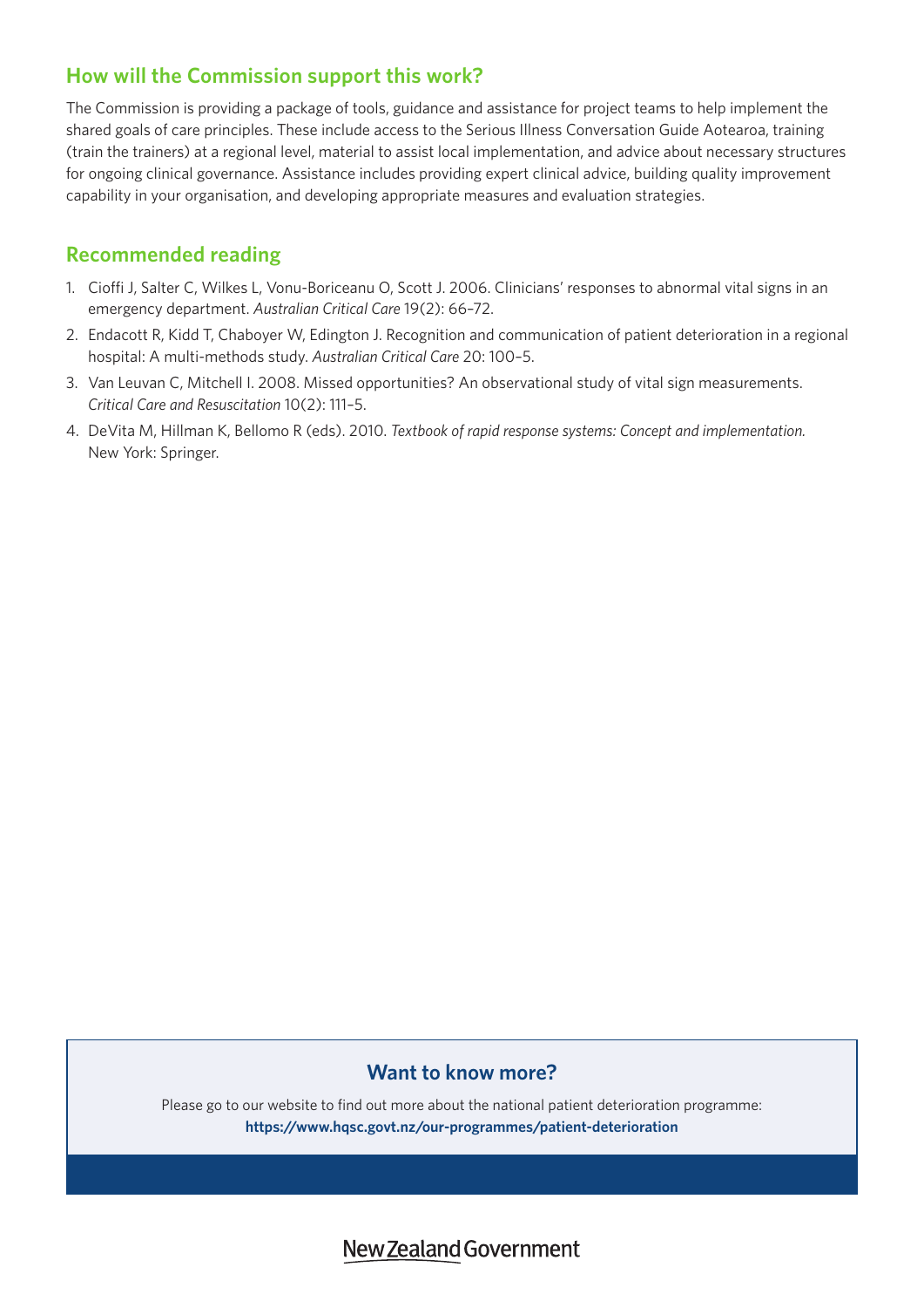## How will the Commission support this work?

The Commission is providing a package of tools, guidance and assistance for project teams to help implement the shared goals of care principles. These include access to the Serious Illness Conversation Guide Aotearoa, training (train the trainers) at a regional level, material to assist local implementation, and advice about necessary structures for ongoing clinical governance. Assistance includes providing expert clinical advice, building quality improvement capability in your organisation, and developing appropriate measures and evaluation strategies.

## Recommended reading

1. Cioffi J, Salter C, Wilkes L, Vonu-Boriceanu O, Scott J. 2006. Clinicians' responses to abnormal vital signs in an emergency department. *Australian Critical Care* 19(2): 66–72.
2. Endacott R, Kidd T, Chaboyer W, Edington J. Recognition and communication of patient deterioration in a regional hospital: A multi-methods study. *Australian Critical Care* 20: 100–5.
3. Van Leuvan C, Mitchell I. 2008. Missed opportunities? An observational study of vital sign measurements. *Critical Care and Resuscitation* 10(2): 111–5.
4. DeVita M, Hillman K, Bellomo R (eds). 2010. *Textbook of rapid response systems: Concept and implementation.* New York: Springer.

### Want to know more?

Please go to our website to find out more about the national patient deterioration programme:
**https://www.hqsc.govt.nz/our-programmes/patient-deterioration**

New Zealand Government